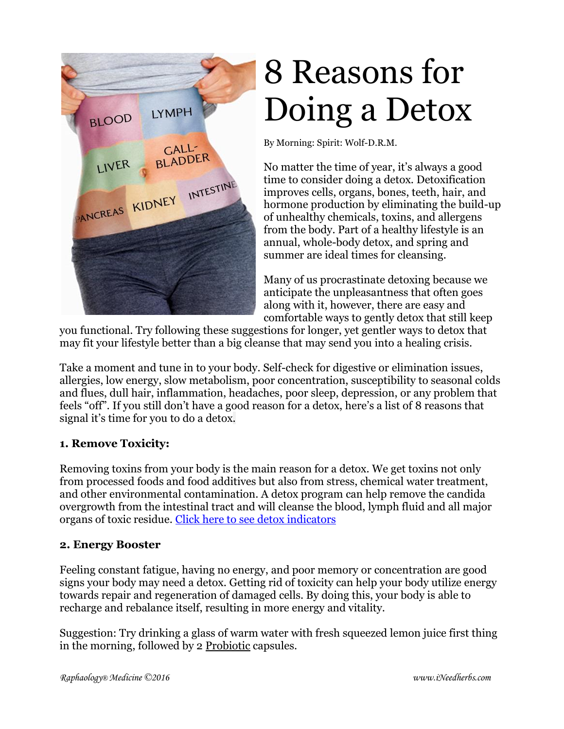# 8 Reasons for Doing a Detox

By Morning: Spirit: Wolf-D.R.M.

No matter the time of year, it's always a good time to consider doing a detox. Detoxification improves cells, organs, bones, teeth, hair, and hormone production by eliminating the build-up of unhealthy chemicals, toxins, and allergens from the body. Part of a healthy lifestyle is an annual, whole-body detox, and spring and summer are ideal times for cleansing.

Many of us procrastinate detoxing because we anticipate the unpleasantness that often goes along with it, however, there are easy and comfortable ways to gently detox that still keep you functional. Try following these suggestions for longer, yet gentler ways to detox that may fit your lifestyle better than a big cleanse that may send you into a healing crisis.

Take a moment and tune in to your body. Self-check for digestive or elimination issues, allergies, low energy, slow metabolism, poor concentration, susceptibility to seasonal colds and flues, dull hair, inflammation, headaches, poor sleep, depression, or any problem that feels "off". If you still don't have a good reason for a detox, here's a list of 8 reasons that signal it's time for you to do a detox.

### 1. Remove Toxicity:

Removing toxins from your body is the main reason for a detox. We get toxins not only from processed foods and food additives but also from stress, chemical water treatment, and other environmental contamination. A detox program can help remove the candida overgrowth from the intestinal tract and will cleanse the blood, lymph fluid and all major organs of toxic residue. [Click here to see detox indicators]

### 2. Energy Booster

Feeling constant fatigue, having no energy, and poor memory or concentration are good signs your body may need a detox. Getting rid of toxicity can help your body utilize energy towards repair and regeneration of damaged cells. By doing this, your body is able to recharge and rebalance itself, resulting in more energy and vitality.

Suggestion: Try drinking a glass of warm water with fresh squeezed lemon juice first thing in the morning, followed by 2 Probiotic capsules.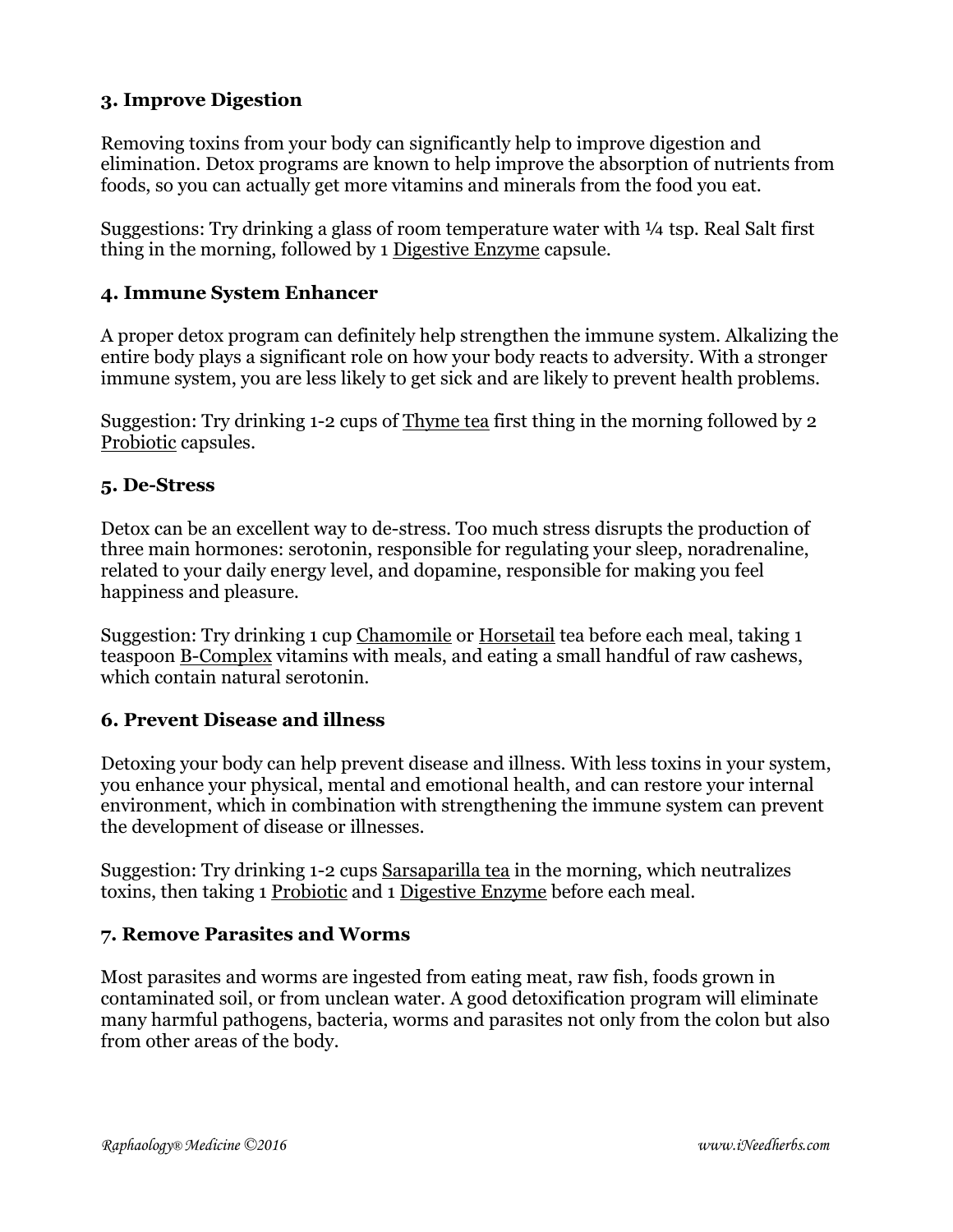### 3. Improve Digestion

Removing toxins from your body can significantly help to improve digestion and elimination. Detox programs are known to help improve the absorption of nutrients from foods, so you can actually get more vitamins and minerals from the food you eat.

Suggestions: Try drinking a glass of room temperature water with ¼ tsp. Real Salt first thing in the morning, followed by 1 Digestive Enzyme capsule.

### 4. Immune System Enhancer

A proper detox program can definitely help strengthen the immune system. Alkalizing the entire body plays a significant role on how your body reacts to adversity. With a stronger immune system, you are less likely to get sick and are likely to prevent health problems.

Suggestion: Try drinking 1-2 cups of Thyme tea first thing in the morning followed by 2 Probiotic capsules.

### 5. De-Stress

Detox can be an excellent way to de-stress. Too much stress disrupts the production of three main hormones: serotonin, responsible for regulating your sleep, noradrenaline, related to your daily energy level, and dopamine, responsible for making you feel happiness and pleasure.

Suggestion: Try drinking 1 cup Chamomile or Horsetail tea before each meal, taking 1 teaspoon B-Complex vitamins with meals, and eating a small handful of raw cashews, which contain natural serotonin.

### 6. Prevent Disease and illness

Detoxing your body can help prevent disease and illness. With less toxins in your system, you enhance your physical, mental and emotional health, and can restore your internal environment, which in combination with strengthening the immune system can prevent the development of disease or illnesses.

Suggestion: Try drinking 1-2 cups Sarsaparilla tea in the morning, which neutralizes toxins, then taking 1 Probiotic and 1 Digestive Enzyme before each meal.

### 7. Remove Parasites and Worms

Most parasites and worms are ingested from eating meat, raw fish, foods grown in contaminated soil, or from unclean water. A good detoxification program will eliminate many harmful pathogens, bacteria, worms and parasites not only from the colon but also from other areas of the body.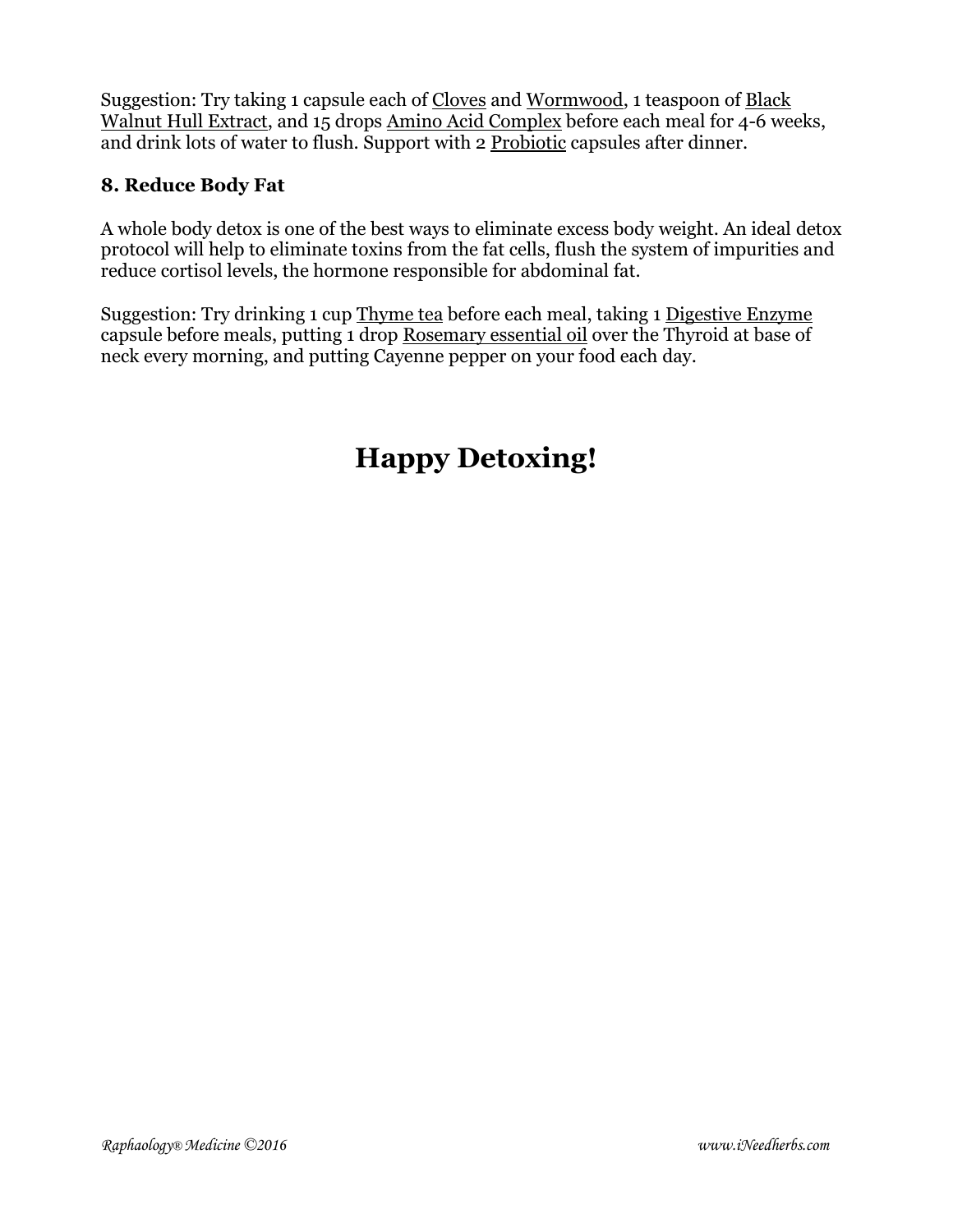Suggestion: Try taking 1 capsule each of Cloves and Wormwood, 1 teaspoon of Black Walnut Hull Extract, and 15 drops Amino Acid Complex before each meal for 4-6 weeks, and drink lots of water to flush. Support with 2 Probiotic capsules after dinner.

### 8. Reduce Body Fat

A whole body detox is one of the best ways to eliminate excess body weight. An ideal detox protocol will help to eliminate toxins from the fat cells, flush the system of impurities and reduce cortisol levels, the hormone responsible for abdominal fat.

Suggestion: Try drinking 1 cup Thyme tea before each meal, taking 1 Digestive Enzyme capsule before meals, putting 1 drop Rosemary essential oil over the Thyroid at base of neck every morning, and putting Cayenne pepper on your food each day.

# Happy Detoxing!